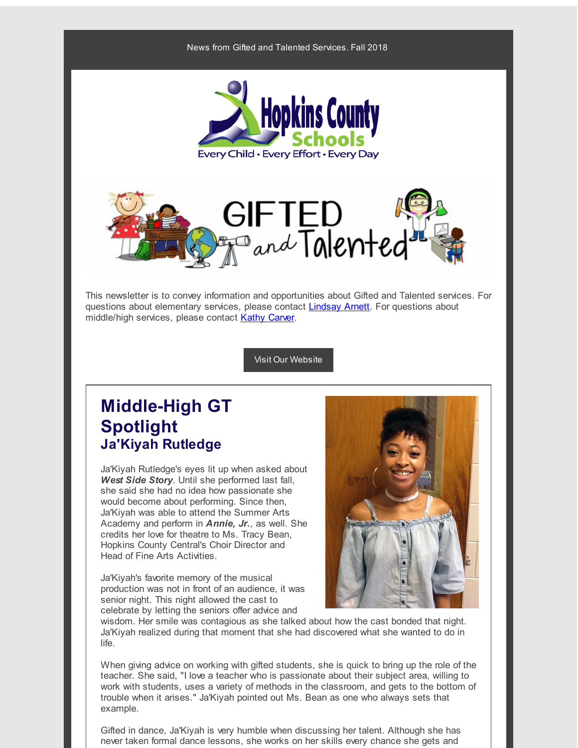News from Gifted and Talented Services. Fall 2018

Hopkins County Schools

Every Child • Every Effort • Every Day

GIFTED and Talented

This newsletter is to convey information and opportunities about Gifted and Talented services. For questions about elementary services, please contact [Lindsay Arnett](). For questions about middle/high services, please contact [Kathy Carver]().

Visit Our Website

## Middle-High GT Spotlight

### Ja'Kiyah Rutledge

Ja'Kiyah Rutledge's eyes lit up when asked about ***West Side Story***. Until she performed last fall, she said she had no idea how passionate she would become about performing. Since then, Ja'Kiyah was able to attend the Summer Arts Academy and perform in ***Annie, Jr.***, as well. She credits her love for theatre to Ms. Tracy Bean, Hopkins County Central's Choir Director and Head of Fine Arts Activities.

Ja'Kiyah's favorite memory of the musical production was not in front of an audience, it was senior night. This night allowed the cast to celebrate by letting the seniors offer advice and wisdom. Her smile was contagious as she talked about how the cast bonded that night. Ja'Kiyah realized during that moment that she had discovered what she wanted to do in life.

When giving advice on working with gifted students, she is quick to bring up the role of the teacher. She said, "I love a teacher who is passionate about their subject area, willing to work with students, uses a variety of methods in the classroom, and gets to the bottom of trouble when it arises." Ja'Kiyah pointed out Ms. Bean as one who always sets that example.

Gifted in dance, Ja'Kiyah is very humble when discussing her talent. Although she has never taken formal dance lessons, she works on her skills every chance she gets and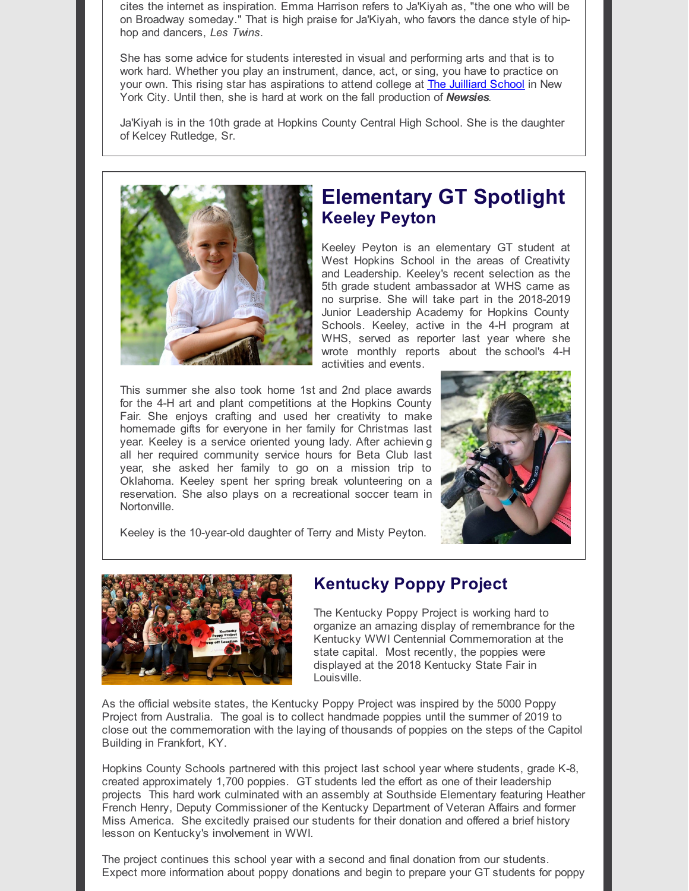cites the internet as inspiration. Emma Harrison refers to Ja'Kiyah as, "the one who will be on Broadway someday." That is high praise for Ja'Kiyah, who favors the dance style of hip-hop and dancers, *Les Twins*.

She has some advice for students interested in visual and performing arts and that is to work hard. Whether you play an instrument, dance, act, or sing, you have to practice on your own. This rising star has aspirations to attend college at [The Juilliard School]() in New York City. Until then, she is hard at work on the fall production of ***Newsies***.

Ja'Kiyah is in the 10th grade at Hopkins County Central High School. She is the daughter of Kelcey Rutledge, Sr.

# Elementary GT Spotlight

## Keeley Peyton

Keeley Peyton is an elementary GT student at West Hopkins School in the areas of Creativity and Leadership. Keeley's recent selection as the 5th grade student ambassador at WHS came as no surprise. She will take part in the 2018-2019 Junior Leadership Academy for Hopkins County Schools. Keeley, active in the 4-H program at WHS, served as reporter last year where she wrote monthly reports about the school's 4-H activities and events.

This summer she also took home 1st and 2nd place awards for the 4-H art and plant competitions at the Hopkins County Fair. She enjoys crafting and used her creativity to make homemade gifts for everyone in her family for Christmas last year. Keeley is a service oriented young lady. After achieving all her required community service hours for Beta Club last year, she asked her family to go on a mission trip to Oklahoma. Keeley spent her spring break volunteering on a reservation. She also plays on a recreational soccer team in Nortonville.

Keeley is the 10-year-old daughter of Terry and Misty Peyton.

## Kentucky Poppy Project

The Kentucky Poppy Project is working hard to organize an amazing display of remembrance for the Kentucky WWI Centennial Commemoration at the state capital. Most recently, the poppies were displayed at the 2018 Kentucky State Fair in Louisville.

As the official website states, the Kentucky Poppy Project was inspired by the 5000 Poppy Project from Australia. The goal is to collect handmade poppies until the summer of 2019 to close out the commemoration with the laying of thousands of poppies on the steps of the Capitol Building in Frankfort, KY.

Hopkins County Schools partnered with this project last school year where students, grade K-8, created approximately 1,700 poppies. GT students led the effort as one of their leadership projects This hard work culminated with an assembly at Southside Elementary featuring Heather French Henry, Deputy Commissioner of the Kentucky Department of Veteran Affairs and former Miss America. She excitedly praised our students for their donation and offered a brief history lesson on Kentucky's involvement in WWI.

The project continues this school year with a second and final donation from our students. Expect more information about poppy donations and begin to prepare your GT students for poppy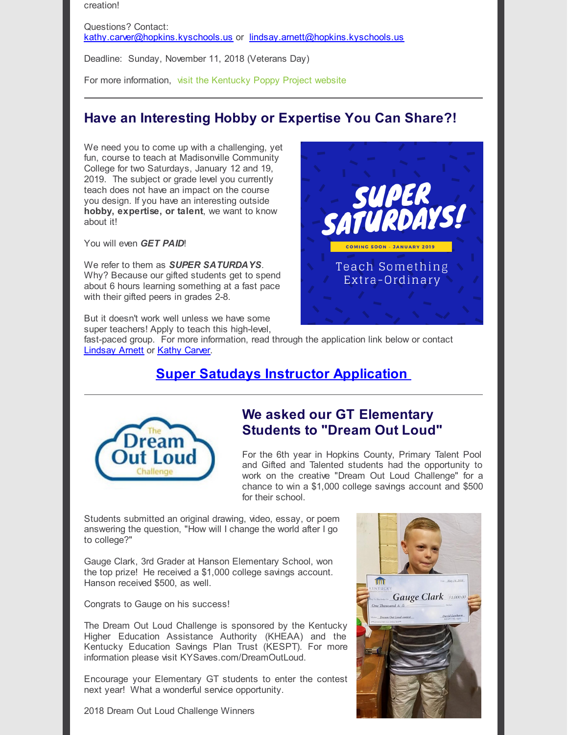creation!

Questions? Contact:
kathy.carver@hopkins.kyschools.us or lindsay.arnett@hopkins.kyschools.us

Deadline: Sunday, November 11, 2018 (Veterans Day)

For more information, visit the Kentucky Poppy Project website

---

## Have an Interesting Hobby or Expertise You Can Share?!

We need you to come up with a challenging, yet fun, course to teach at Madisonville Community College for two Saturdays, January 12 and 19, 2019. The subject or grade level you currently teach does not have an impact on the course you design. If you have an interesting outside **hobby, expertise, or talent**, we want to know about it!

You will even ***GET PAID***!

We refer to them as ***SUPER SATURDAYS***. Why? Because our gifted students get to spend about 6 hours learning something at a fast pace with their gifted peers in grades 2-8.

But it doesn't work well unless we have some super teachers! Apply to teach this high-level, fast-paced group. For more information, read through the application link below or contact Lindsay Arnett or Kathy Carver.

### Super Satudays Instructor Application

---

## We asked our GT Elementary Students to "Dream Out Loud"

For the 6th year in Hopkins County, Primary Talent Pool and Gifted and Talented students had the opportunity to work on the creative "Dream Out Loud Challenge" for a chance to win a $1,000 college savings account and $500 for their school.

Students submitted an original drawing, video, essay, or poem answering the question, "How will I change the world after I go to college?"

Gauge Clark, 3rd Grader at Hanson Elementary School, won the top prize! He received a $1,000 college savings account. Hanson received $500, as well.

Congrats to Gauge on his success!

The Dream Out Loud Challenge is sponsored by the Kentucky Higher Education Assistance Authority (KHEAA) and the Kentucky Education Savings Plan Trust (KESPT). For more information please visit KYSaves.com/DreamOutLoud.

Encourage your Elementary GT students to enter the contest next year! What a wonderful service opportunity.

2018 Dream Out Loud Challenge Winners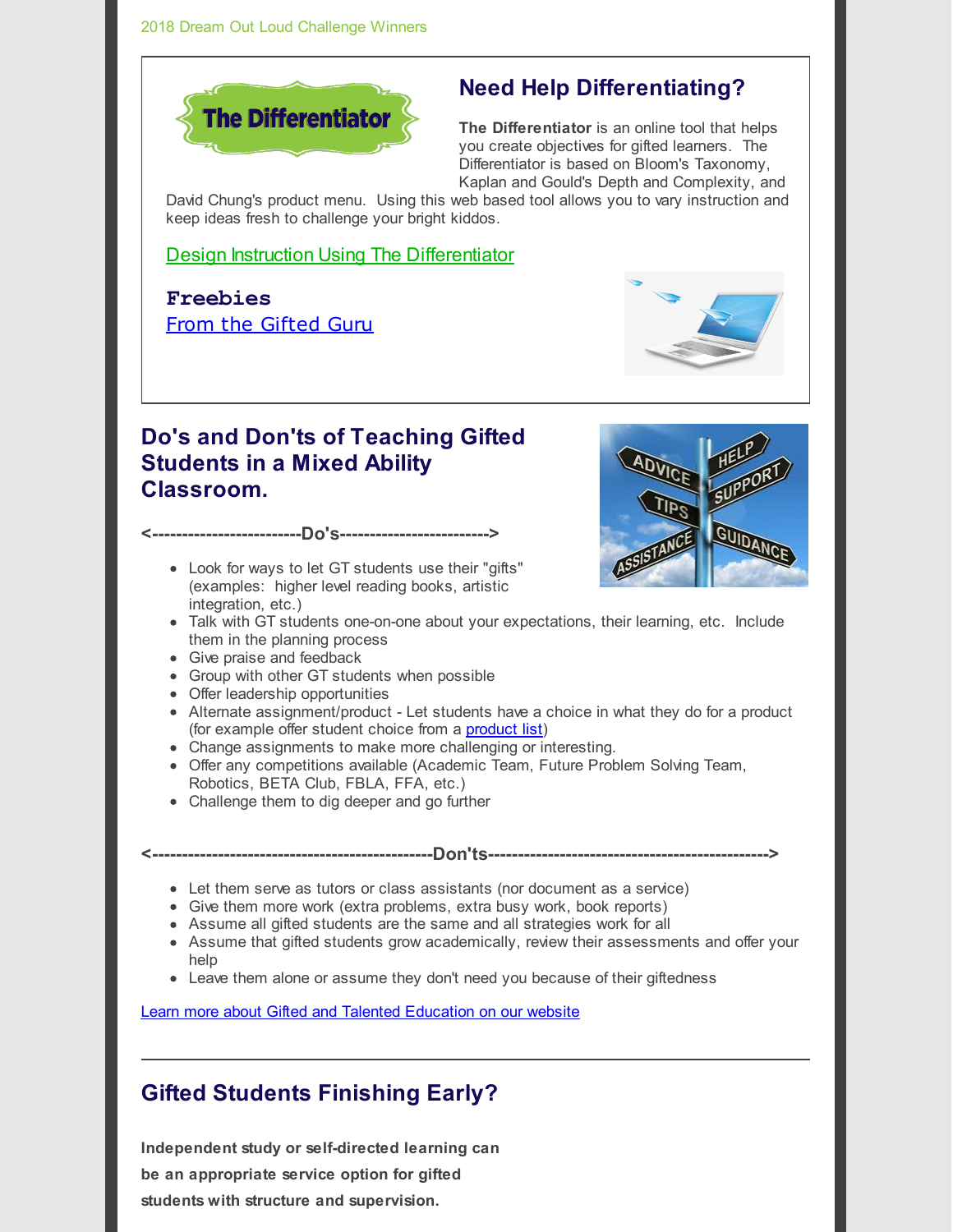2018 Dream Out Loud Challenge Winners

## Need Help Differentiating?

**The Differentiator** is an online tool that helps you create objectives for gifted learners. The Differentiator is based on Bloom's Taxonomy, Kaplan and Gould's Depth and Complexity, and David Chung's product menu. Using this web based tool allows you to vary instruction and keep ideas fresh to challenge your bright kiddos.

Design Instruction Using The Differentiator

**Freebies**
From the Gifted Guru

## Do's and Don'ts of Teaching Gifted Students in a Mixed Ability Classroom.

**<-------------------------Do's------------------------->**

- Look for ways to let GT students use their "gifts" (examples: higher level reading books, artistic integration, etc.)
- Talk with GT students one-on-one about your expectations, their learning, etc. Include them in the planning process
- Give praise and feedback
- Group with other GT students when possible
- Offer leadership opportunities
- Alternate assignment/product - Let students have a choice in what they do for a product (for example offer student choice from a product list)
- Change assignments to make more challenging or interesting.
- Offer any competitions available (Academic Team, Future Problem Solving Team, Robotics, BETA Club, FBLA, FFA, etc.)
- Challenge them to dig deeper and go further

**<-----------------------------------------------Don'ts----------------------------------------------->**

- Let them serve as tutors or class assistants (nor document as a service)
- Give them more work (extra problems, extra busy work, book reports)
- Assume all gifted students are the same and all strategies work for all
- Assume that gifted students grow academically, review their assessments and offer your help
- Leave them alone or assume they don't need you because of their giftedness

Learn more about Gifted and Talented Education on our website

---

## Gifted Students Finishing Early?

**Independent study or self-directed learning can be an appropriate service option for gifted students with structure and supervision.**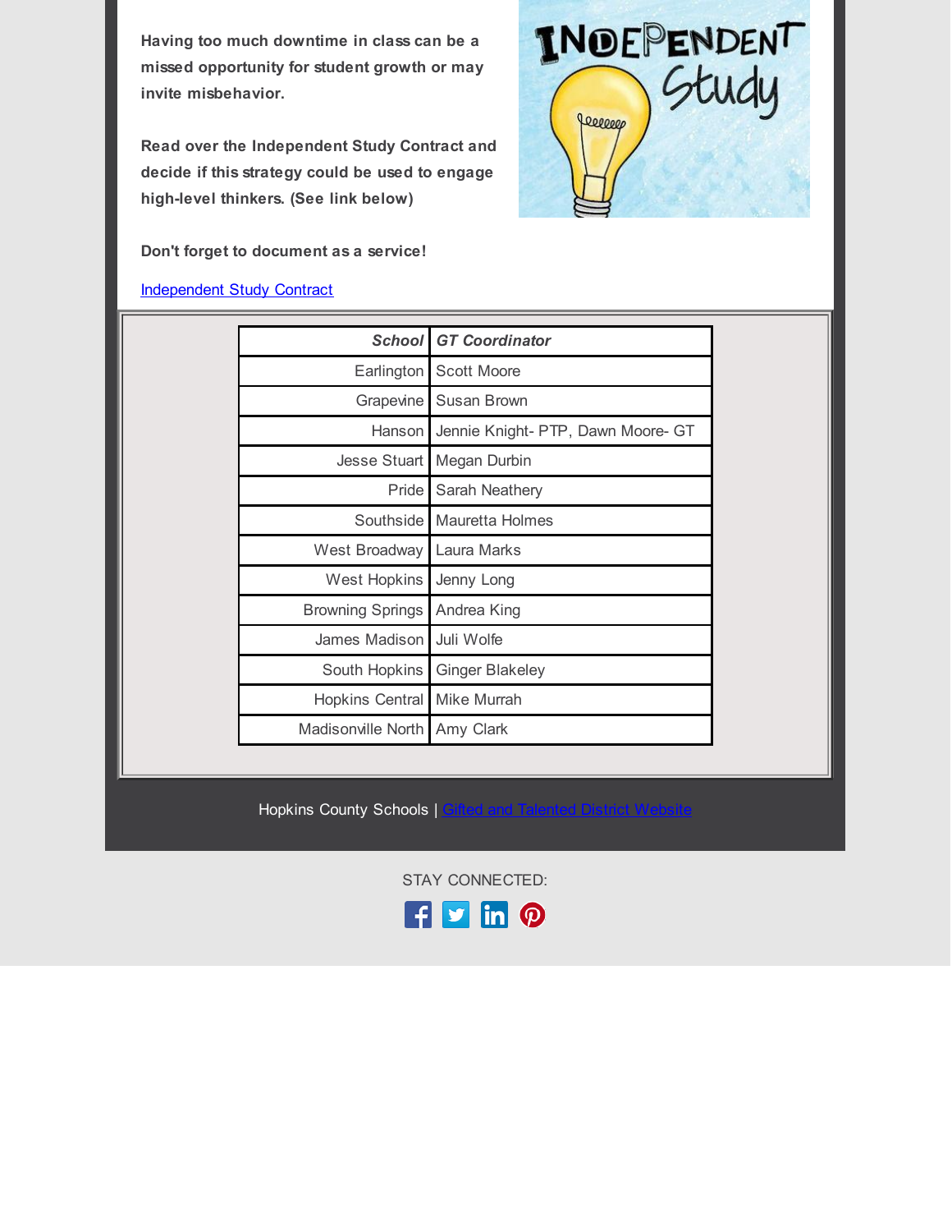**Having too much downtime in class can be a missed opportunity for student growth or may invite misbehavior.**

**Read over the Independent Study Contract and decide if this strategy could be used to engage high-level thinkers. (See link below)**

**Don't forget to document as a service!**

Independent Study Contract

| *School* | *GT Coordinator* |
|---|---|
| Earlington | Scott Moore |
| Grapevine | Susan Brown |
| Hanson | Jennie Knight- PTP, Dawn Moore- GT |
| Jesse Stuart | Megan Durbin |
| Pride | Sarah Neathery |
| Southside | Mauretta Holmes |
| West Broadway | Laura Marks |
| West Hopkins | Jenny Long |
| Browning Springs | Andrea King |
| James Madison | Juli Wolfe |
| South Hopkins | Ginger Blakeley |
| Hopkins Central | Mike Murrah |
| Madisonville North | Amy Clark |

Hopkins County Schools | Gifted and Talented District Website

STAY CONNECTED: